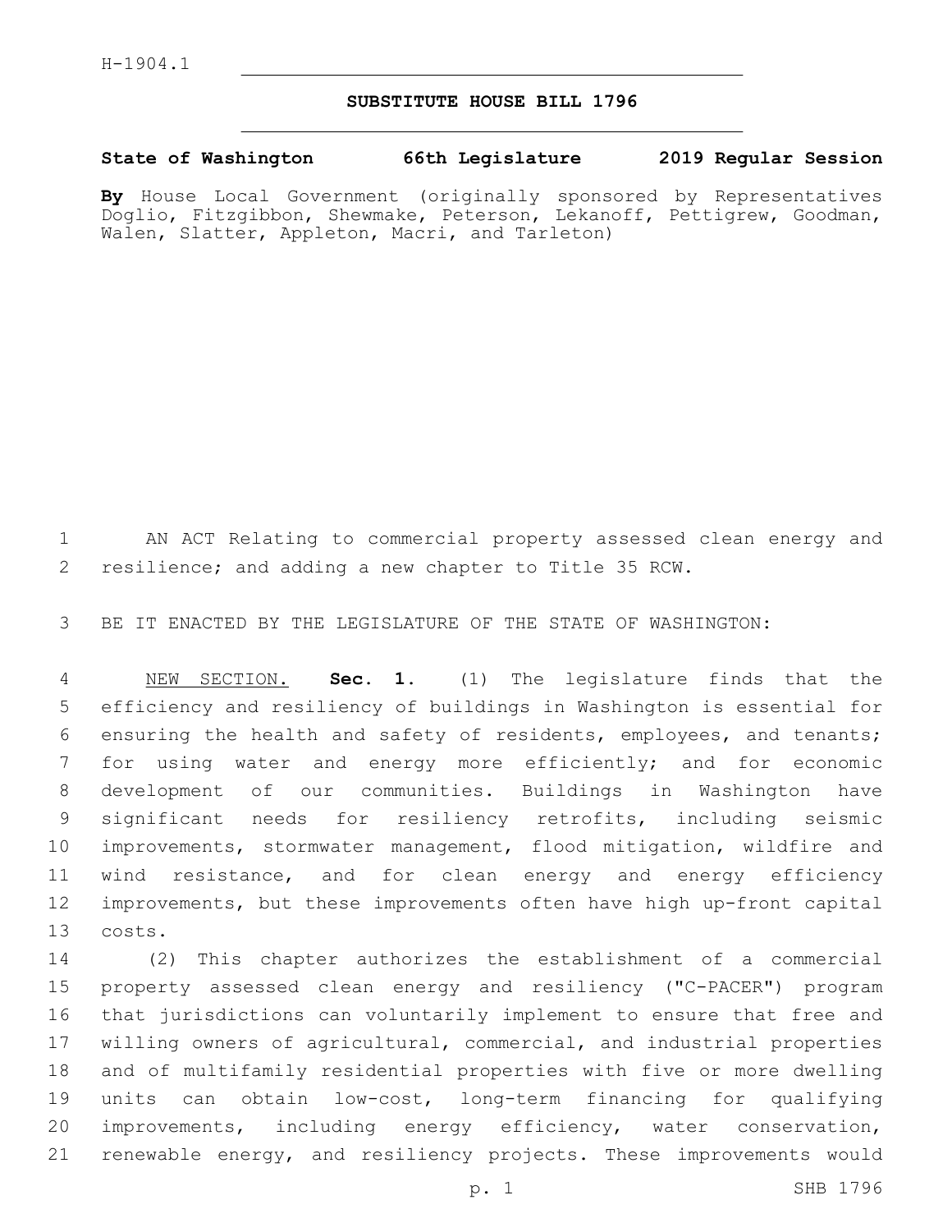H-1904.1

# SUBSTITUTE HOUSE BILL 1796

**State of Washington 66th Legislature 2019 Regular Session**

**By** House Local Government (originally sponsored by Representatives Doglio, Fitzgibbon, Shewmake, Peterson, Lekanoff, Pettigrew, Goodman, Walen, Slatter, Appleton, Macri, and Tarleton)

AN ACT Relating to commercial property assessed clean energy and resilience; and adding a new chapter to Title 35 RCW.

BE IT ENACTED BY THE LEGISLATURE OF THE STATE OF WASHINGTON:

NEW SECTION. **Sec. 1.** (1) The legislature finds that the efficiency and resiliency of buildings in Washington is essential for ensuring the health and safety of residents, employees, and tenants; for using water and energy more efficiently; and for economic development of our communities. Buildings in Washington have significant needs for resiliency retrofits, including seismic improvements, stormwater management, flood mitigation, wildfire and wind resistance, and for clean energy and energy efficiency improvements, but these improvements often have high up-front capital costs.

(2) This chapter authorizes the establishment of a commercial property assessed clean energy and resiliency ("C-PACER") program that jurisdictions can voluntarily implement to ensure that free and willing owners of agricultural, commercial, and industrial properties and of multifamily residential properties with five or more dwelling units can obtain low-cost, long-term financing for qualifying improvements, including energy efficiency, water conservation, renewable energy, and resiliency projects. These improvements would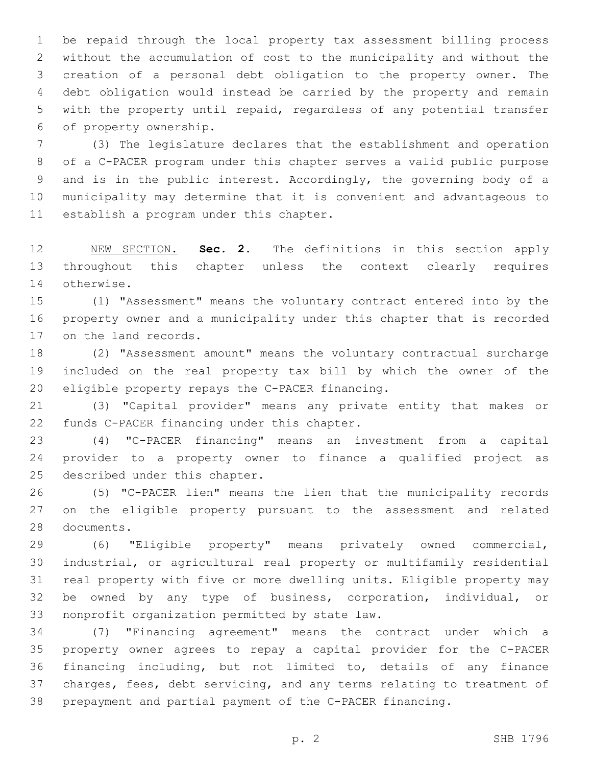be repaid through the local property tax assessment billing process without the accumulation of cost to the municipality and without the creation of a personal debt obligation to the property owner. The debt obligation would instead be carried by the property and remain with the property until repaid, regardless of any potential transfer of property ownership.

(3) The legislature declares that the establishment and operation of a C-PACER program under this chapter serves a valid public purpose and is in the public interest. Accordingly, the governing body of a municipality may determine that it is convenient and advantageous to establish a program under this chapter.

NEW SECTION. **Sec. 2.** The definitions in this section apply throughout this chapter unless the context clearly requires otherwise.

(1) "Assessment" means the voluntary contract entered into by the property owner and a municipality under this chapter that is recorded on the land records.

(2) "Assessment amount" means the voluntary contractual surcharge included on the real property tax bill by which the owner of the eligible property repays the C-PACER financing.

(3) "Capital provider" means any private entity that makes or funds C-PACER financing under this chapter.

(4) "C-PACER financing" means an investment from a capital provider to a property owner to finance a qualified project as described under this chapter.

(5) "C-PACER lien" means the lien that the municipality records on the eligible property pursuant to the assessment and related documents.

(6) "Eligible property" means privately owned commercial, industrial, or agricultural real property or multifamily residential real property with five or more dwelling units. Eligible property may be owned by any type of business, corporation, individual, or nonprofit organization permitted by state law.

(7) "Financing agreement" means the contract under which a property owner agrees to repay a capital provider for the C-PACER financing including, but not limited to, details of any finance charges, fees, debt servicing, and any terms relating to treatment of prepayment and partial payment of the C-PACER financing.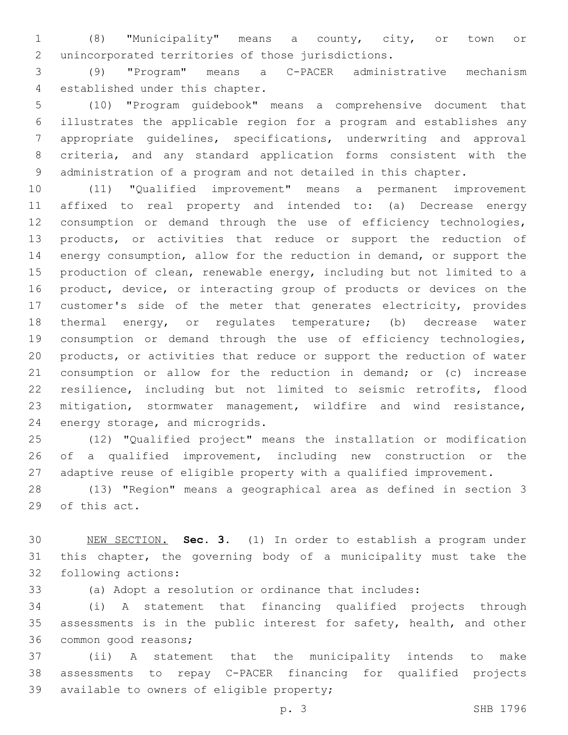(8) "Municipality" means a county, city, or town or unincorporated territories of those jurisdictions.

(9) "Program" means a C-PACER administrative mechanism established under this chapter.

(10) "Program guidebook" means a comprehensive document that illustrates the applicable region for a program and establishes any appropriate guidelines, specifications, underwriting and approval criteria, and any standard application forms consistent with the administration of a program and not detailed in this chapter.

(11) "Qualified improvement" means a permanent improvement affixed to real property and intended to: (a) Decrease energy consumption or demand through the use of efficiency technologies, products, or activities that reduce or support the reduction of energy consumption, allow for the reduction in demand, or support the production of clean, renewable energy, including but not limited to a product, device, or interacting group of products or devices on the customer's side of the meter that generates electricity, provides thermal energy, or regulates temperature; (b) decrease water consumption or demand through the use of efficiency technologies, products, or activities that reduce or support the reduction of water consumption or allow for the reduction in demand; or (c) increase resilience, including but not limited to seismic retrofits, flood mitigation, stormwater management, wildfire and wind resistance, energy storage, and microgrids.

(12) "Qualified project" means the installation or modification of a qualified improvement, including new construction or the adaptive reuse of eligible property with a qualified improvement.

(13) "Region" means a geographical area as defined in section 3 of this act.

NEW SECTION. **Sec. 3.** (1) In order to establish a program under this chapter, the governing body of a municipality must take the following actions:

(a) Adopt a resolution or ordinance that includes:

(i) A statement that financing qualified projects through assessments is in the public interest for safety, health, and other common good reasons;

(ii) A statement that the municipality intends to make assessments to repay C-PACER financing for qualified projects available to owners of eligible property;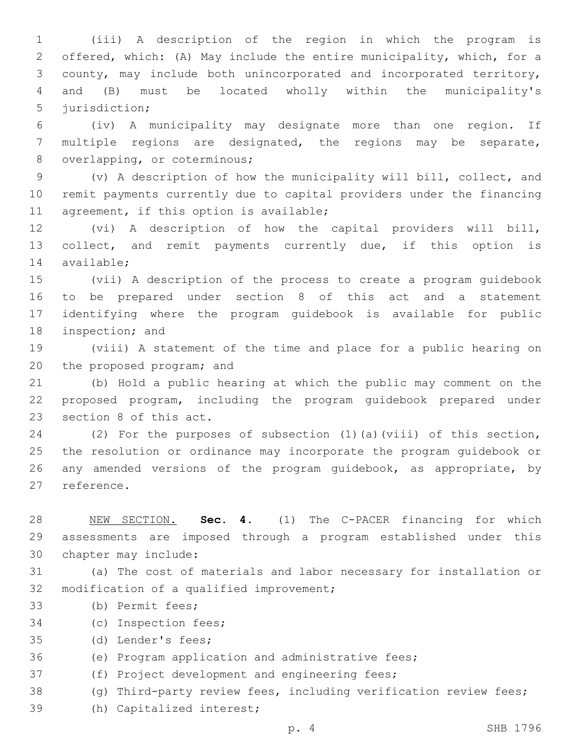(iii) A description of the region in which the program is offered, which: (A) May include the entire municipality, which, for a county, may include both unincorporated and incorporated territory, and (B) must be located wholly within the municipality's jurisdiction;

(iv) A municipality may designate more than one region. If multiple regions are designated, the regions may be separate, overlapping, or coterminous;

(v) A description of how the municipality will bill, collect, and remit payments currently due to capital providers under the financing agreement, if this option is available;

(vi) A description of how the capital providers will bill, collect, and remit payments currently due, if this option is available;

(vii) A description of the process to create a program guidebook to be prepared under section 8 of this act and a statement identifying where the program guidebook is available for public inspection; and

(viii) A statement of the time and place for a public hearing on the proposed program; and

(b) Hold a public hearing at which the public may comment on the proposed program, including the program guidebook prepared under section 8 of this act.

(2) For the purposes of subsection (1)(a)(viii) of this section, the resolution or ordinance may incorporate the program guidebook or any amended versions of the program guidebook, as appropriate, by reference.

NEW SECTION. **Sec. 4.** (1) The C-PACER financing for which assessments are imposed through a program established under this chapter may include:

(a) The cost of materials and labor necessary for installation or modification of a qualified improvement;

(b) Permit fees;

(c) Inspection fees;

(d) Lender's fees;

(e) Program application and administrative fees;

(f) Project development and engineering fees;

(g) Third-party review fees, including verification review fees;

(h) Capitalized interest;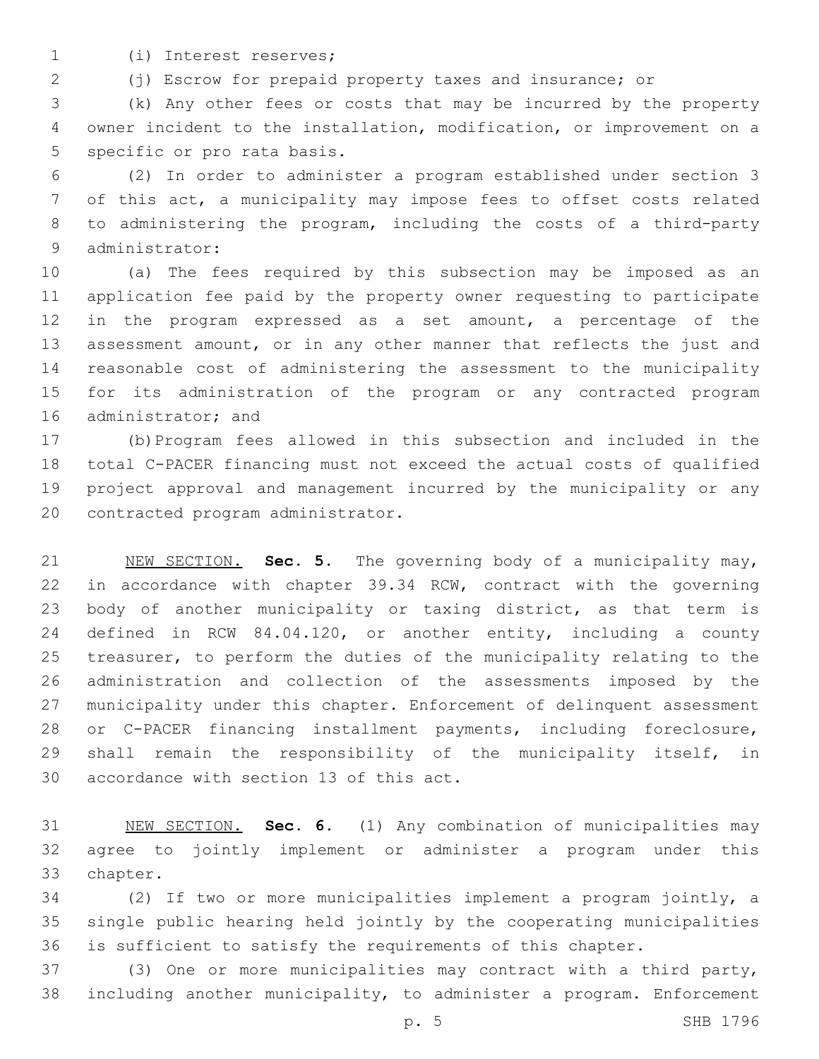(i) Interest reserves;

(j) Escrow for prepaid property taxes and insurance; or

(k) Any other fees or costs that may be incurred by the property owner incident to the installation, modification, or improvement on a specific or pro rata basis.

(2) In order to administer a program established under section 3 of this act, a municipality may impose fees to offset costs related to administering the program, including the costs of a third-party administrator:

(a) The fees required by this subsection may be imposed as an application fee paid by the property owner requesting to participate in the program expressed as a set amount, a percentage of the assessment amount, or in any other manner that reflects the just and reasonable cost of administering the assessment to the municipality for its administration of the program or any contracted program administrator; and

(b) Program fees allowed in this subsection and included in the total C-PACER financing must not exceed the actual costs of qualified project approval and management incurred by the municipality or any contracted program administrator.

NEW SECTION. **Sec. 5.** The governing body of a municipality may, in accordance with chapter 39.34 RCW, contract with the governing body of another municipality or taxing district, as that term is defined in RCW 84.04.120, or another entity, including a county treasurer, to perform the duties of the municipality relating to the administration and collection of the assessments imposed by the municipality under this chapter. Enforcement of delinquent assessment or C-PACER financing installment payments, including foreclosure, shall remain the responsibility of the municipality itself, in accordance with section 13 of this act.

NEW SECTION. **Sec. 6.** (1) Any combination of municipalities may agree to jointly implement or administer a program under this chapter.

(2) If two or more municipalities implement a program jointly, a single public hearing held jointly by the cooperating municipalities is sufficient to satisfy the requirements of this chapter.

(3) One or more municipalities may contract with a third party, including another municipality, to administer a program. Enforcement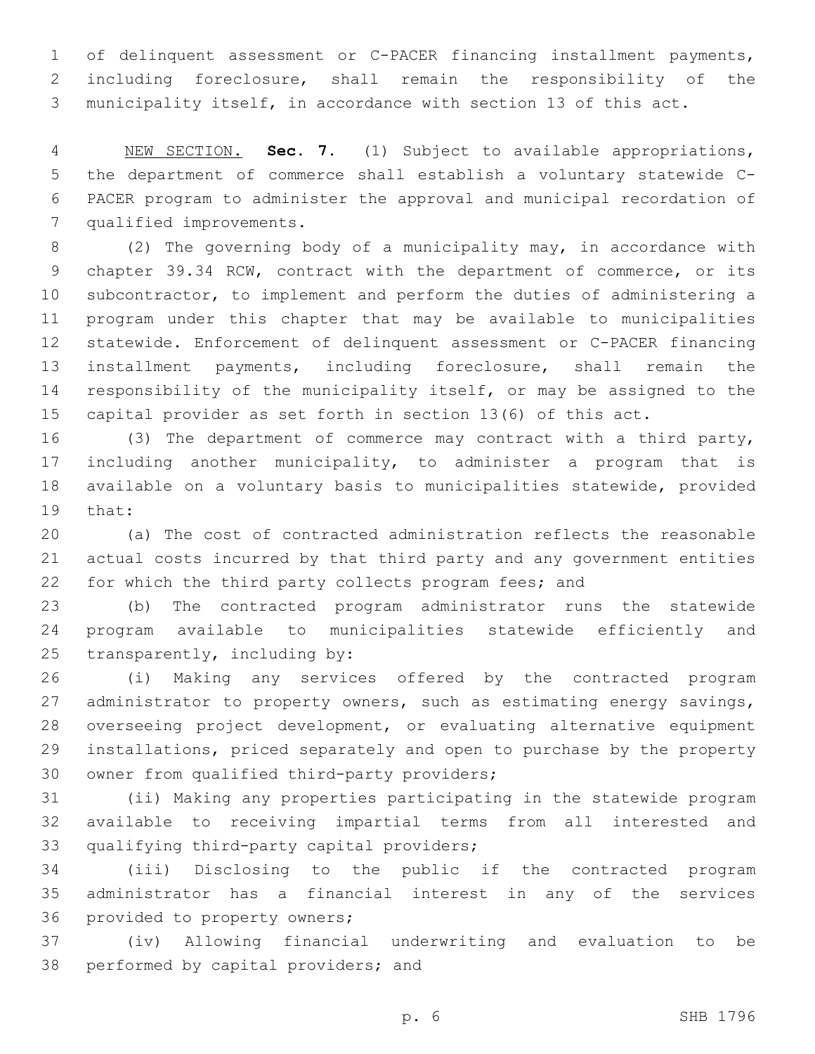of delinquent assessment or C-PACER financing installment payments, including foreclosure, shall remain the responsibility of the municipality itself, in accordance with section 13 of this act.

NEW SECTION. **Sec. 7.** (1) Subject to available appropriations, the department of commerce shall establish a voluntary statewide C-PACER program to administer the approval and municipal recordation of qualified improvements.

(2) The governing body of a municipality may, in accordance with chapter 39.34 RCW, contract with the department of commerce, or its subcontractor, to implement and perform the duties of administering a program under this chapter that may be available to municipalities statewide. Enforcement of delinquent assessment or C-PACER financing installment payments, including foreclosure, shall remain the responsibility of the municipality itself, or may be assigned to the capital provider as set forth in section 13(6) of this act.

(3) The department of commerce may contract with a third party, including another municipality, to administer a program that is available on a voluntary basis to municipalities statewide, provided that:

(a) The cost of contracted administration reflects the reasonable actual costs incurred by that third party and any government entities for which the third party collects program fees; and

(b) The contracted program administrator runs the statewide program available to municipalities statewide efficiently and transparently, including by:

(i) Making any services offered by the contracted program administrator to property owners, such as estimating energy savings, overseeing project development, or evaluating alternative equipment installations, priced separately and open to purchase by the property owner from qualified third-party providers;

(ii) Making any properties participating in the statewide program available to receiving impartial terms from all interested and qualifying third-party capital providers;

(iii) Disclosing to the public if the contracted program administrator has a financial interest in any of the services provided to property owners;

(iv) Allowing financial underwriting and evaluation to be performed by capital providers; and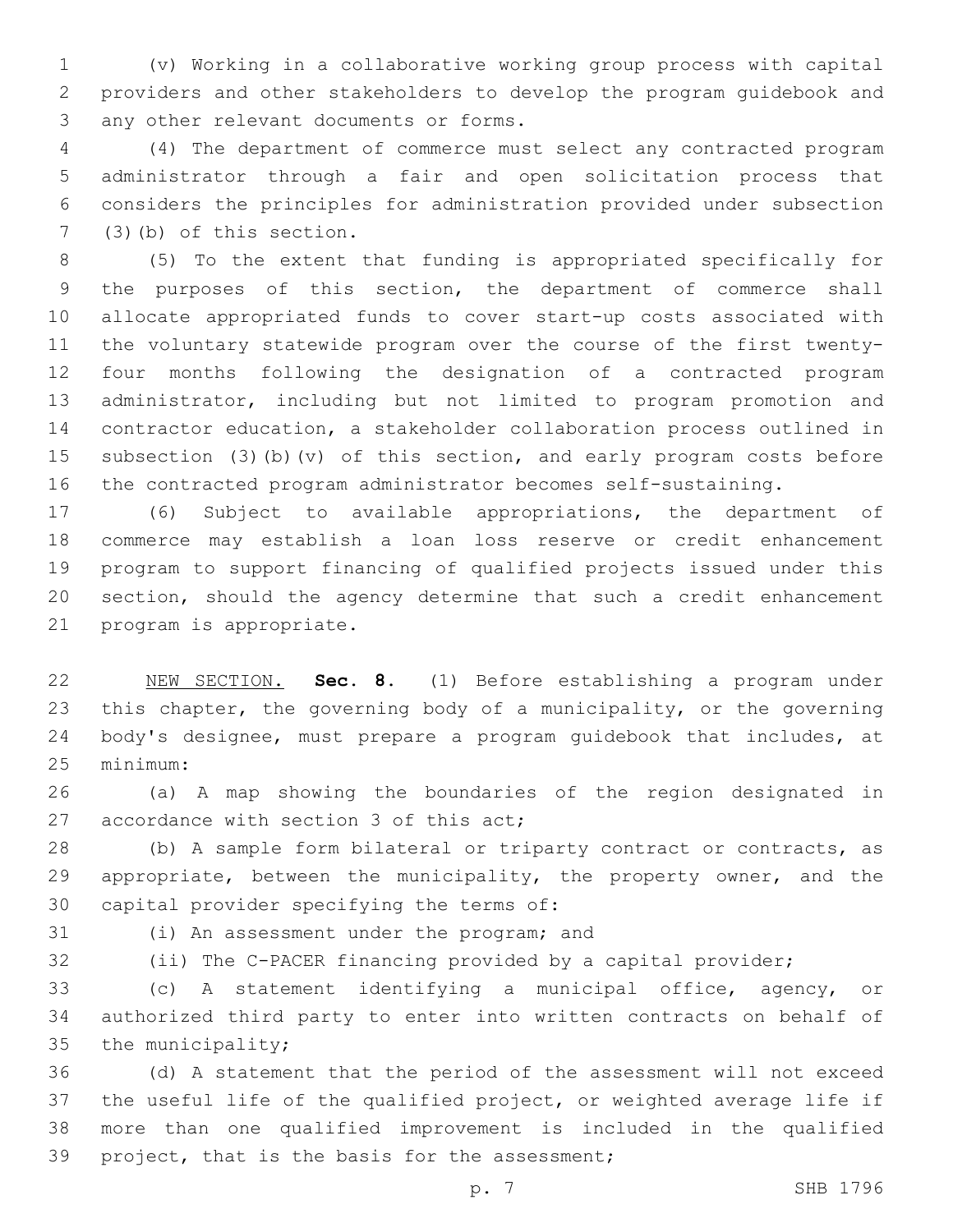(v) Working in a collaborative working group process with capital providers and other stakeholders to develop the program guidebook and any other relevant documents or forms.

(4) The department of commerce must select any contracted program administrator through a fair and open solicitation process that considers the principles for administration provided under subsection (3)(b) of this section.

(5) To the extent that funding is appropriated specifically for the purposes of this section, the department of commerce shall allocate appropriated funds to cover start-up costs associated with the voluntary statewide program over the course of the first twenty-four months following the designation of a contracted program administrator, including but not limited to program promotion and contractor education, a stakeholder collaboration process outlined in subsection (3)(b)(v) of this section, and early program costs before the contracted program administrator becomes self-sustaining.

(6) Subject to available appropriations, the department of commerce may establish a loan loss reserve or credit enhancement program to support financing of qualified projects issued under this section, should the agency determine that such a credit enhancement program is appropriate.

NEW SECTION. **Sec. 8.** (1) Before establishing a program under this chapter, the governing body of a municipality, or the governing body's designee, must prepare a program guidebook that includes, at minimum:

(a) A map showing the boundaries of the region designated in accordance with section 3 of this act;

(b) A sample form bilateral or triparty contract or contracts, as appropriate, between the municipality, the property owner, and the capital provider specifying the terms of:

(i) An assessment under the program; and

(ii) The C-PACER financing provided by a capital provider;

(c) A statement identifying a municipal office, agency, or authorized third party to enter into written contracts on behalf of the municipality;

(d) A statement that the period of the assessment will not exceed the useful life of the qualified project, or weighted average life if more than one qualified improvement is included in the qualified project, that is the basis for the assessment;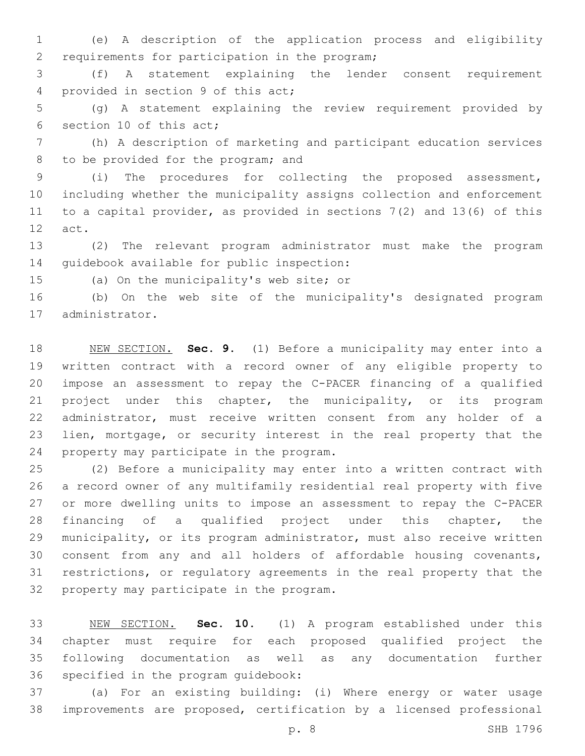(e) A description of the application process and eligibility requirements for participation in the program;

(f) A statement explaining the lender consent requirement provided in section 9 of this act;

(g) A statement explaining the review requirement provided by section 10 of this act;

(h) A description of marketing and participant education services to be provided for the program; and

(i) The procedures for collecting the proposed assessment, including whether the municipality assigns collection and enforcement to a capital provider, as provided in sections 7(2) and 13(6) of this act.

(2) The relevant program administrator must make the program guidebook available for public inspection:

(a) On the municipality's web site; or

(b) On the web site of the municipality's designated program administrator.

NEW SECTION. **Sec. 9.** (1) Before a municipality may enter into a written contract with a record owner of any eligible property to impose an assessment to repay the C-PACER financing of a qualified project under this chapter, the municipality, or its program administrator, must receive written consent from any holder of a lien, mortgage, or security interest in the real property that the property may participate in the program.

(2) Before a municipality may enter into a written contract with a record owner of any multifamily residential real property with five or more dwelling units to impose an assessment to repay the C-PACER financing of a qualified project under this chapter, the municipality, or its program administrator, must also receive written consent from any and all holders of affordable housing covenants, restrictions, or regulatory agreements in the real property that the property may participate in the program.

NEW SECTION. **Sec. 10.** (1) A program established under this chapter must require for each proposed qualified project the following documentation as well as any documentation further specified in the program guidebook:

(a) For an existing building: (i) Where energy or water usage improvements are proposed, certification by a licensed professional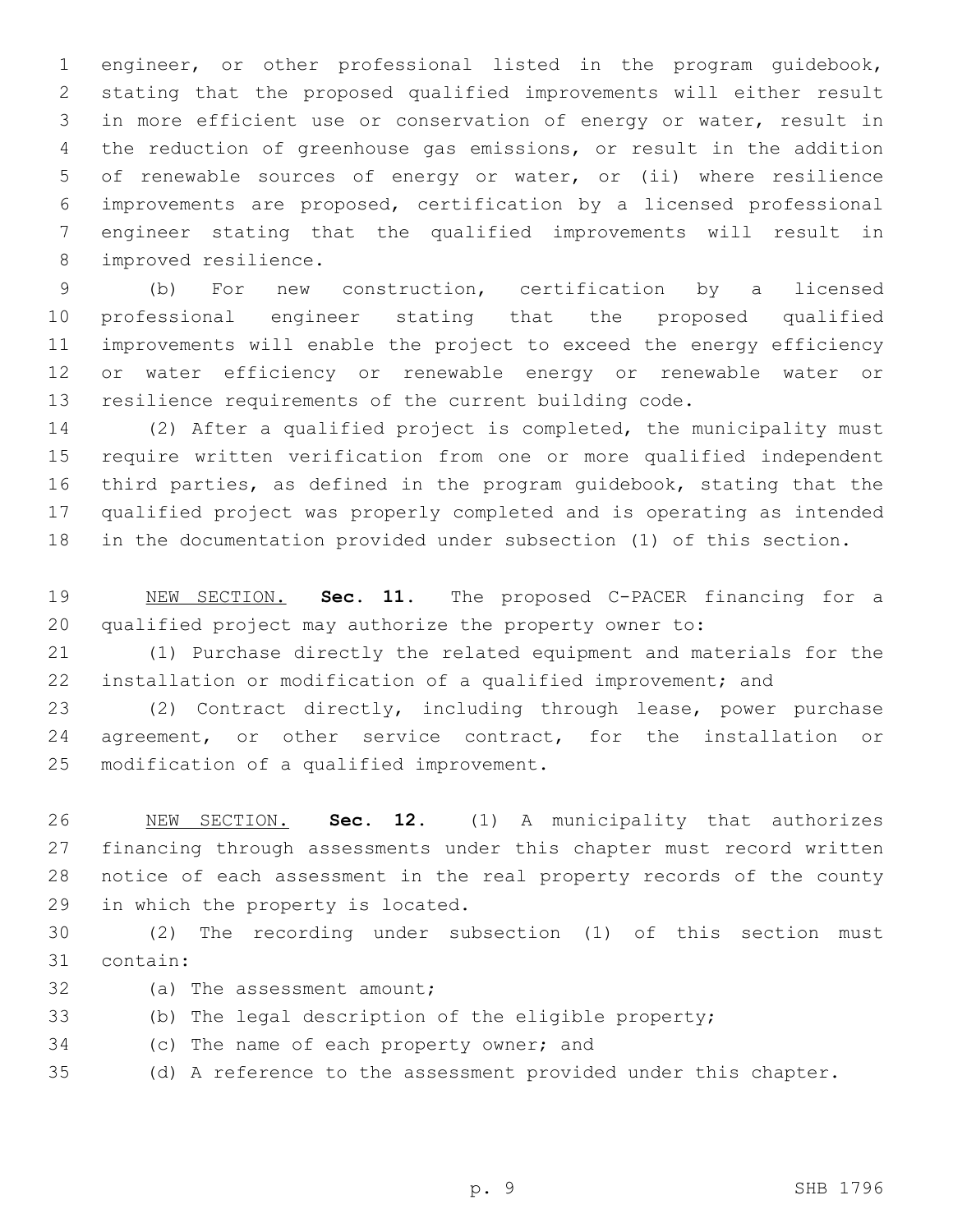engineer, or other professional listed in the program guidebook, stating that the proposed qualified improvements will either result in more efficient use or conservation of energy or water, result in the reduction of greenhouse gas emissions, or result in the addition of renewable sources of energy or water, or (ii) where resilience improvements are proposed, certification by a licensed professional engineer stating that the qualified improvements will result in improved resilience.

(b) For new construction, certification by a licensed professional engineer stating that the proposed qualified improvements will enable the project to exceed the energy efficiency or water efficiency or renewable energy or renewable water or resilience requirements of the current building code.

(2) After a qualified project is completed, the municipality must require written verification from one or more qualified independent third parties, as defined in the program guidebook, stating that the qualified project was properly completed and is operating as intended in the documentation provided under subsection (1) of this section.

NEW SECTION. **Sec. 11.** The proposed C-PACER financing for a qualified project may authorize the property owner to:

(1) Purchase directly the related equipment and materials for the installation or modification of a qualified improvement; and

(2) Contract directly, including through lease, power purchase agreement, or other service contract, for the installation or modification of a qualified improvement.

NEW SECTION. **Sec. 12.** (1) A municipality that authorizes financing through assessments under this chapter must record written notice of each assessment in the real property records of the county in which the property is located.

(2) The recording under subsection (1) of this section must contain:

(a) The assessment amount;

(b) The legal description of the eligible property;

(c) The name of each property owner; and

(d) A reference to the assessment provided under this chapter.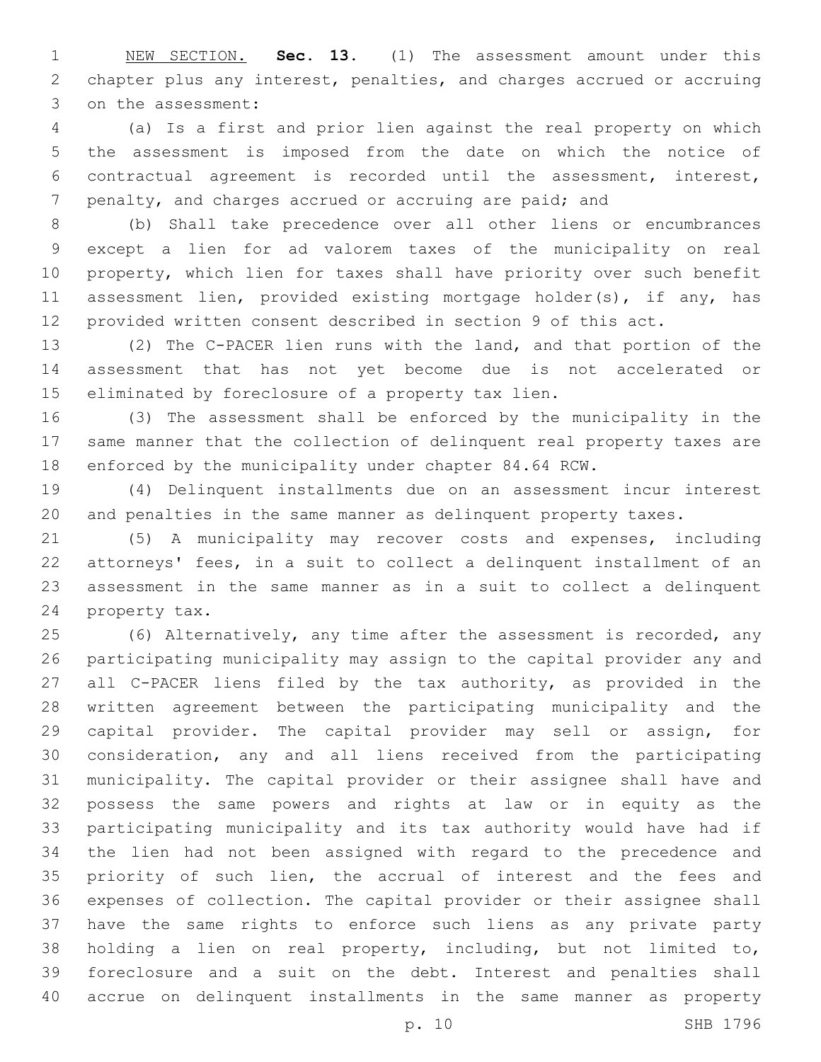NEW SECTION. **Sec. 13.** (1) The assessment amount under this chapter plus any interest, penalties, and charges accrued or accruing on the assessment:

(a) Is a first and prior lien against the real property on which the assessment is imposed from the date on which the notice of contractual agreement is recorded until the assessment, interest, penalty, and charges accrued or accruing are paid; and

(b) Shall take precedence over all other liens or encumbrances except a lien for ad valorem taxes of the municipality on real property, which lien for taxes shall have priority over such benefit assessment lien, provided existing mortgage holder(s), if any, has provided written consent described in section 9 of this act.

(2) The C-PACER lien runs with the land, and that portion of the assessment that has not yet become due is not accelerated or eliminated by foreclosure of a property tax lien.

(3) The assessment shall be enforced by the municipality in the same manner that the collection of delinquent real property taxes are enforced by the municipality under chapter 84.64 RCW.

(4) Delinquent installments due on an assessment incur interest and penalties in the same manner as delinquent property taxes.

(5) A municipality may recover costs and expenses, including attorneys' fees, in a suit to collect a delinquent installment of an assessment in the same manner as in a suit to collect a delinquent property tax.

(6) Alternatively, any time after the assessment is recorded, any participating municipality may assign to the capital provider any and all C-PACER liens filed by the tax authority, as provided in the written agreement between the participating municipality and the capital provider. The capital provider may sell or assign, for consideration, any and all liens received from the participating municipality. The capital provider or their assignee shall have and possess the same powers and rights at law or in equity as the participating municipality and its tax authority would have had if the lien had not been assigned with regard to the precedence and priority of such lien, the accrual of interest and the fees and expenses of collection. The capital provider or their assignee shall have the same rights to enforce such liens as any private party holding a lien on real property, including, but not limited to, foreclosure and a suit on the debt. Interest and penalties shall accrue on delinquent installments in the same manner as property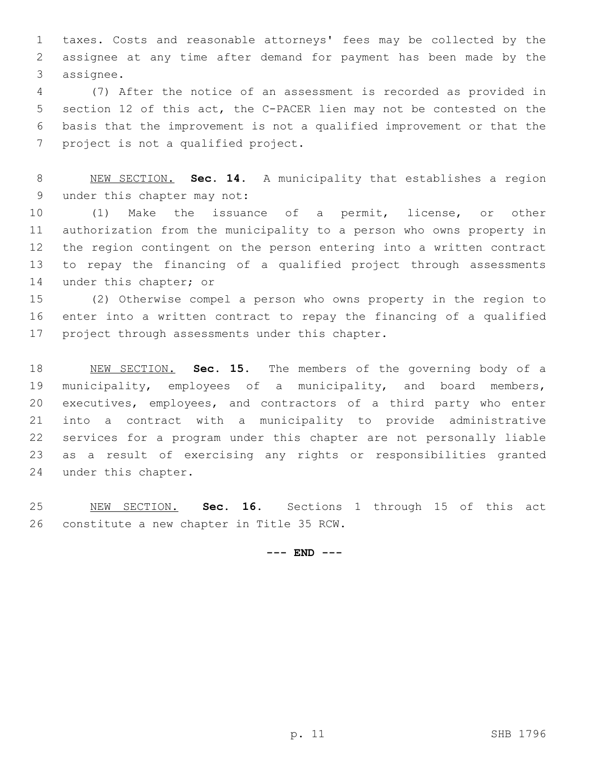taxes. Costs and reasonable attorneys' fees may be collected by the assignee at any time after demand for payment has been made by the assignee.

(7) After the notice of an assessment is recorded as provided in section 12 of this act, the C-PACER lien may not be contested on the basis that the improvement is not a qualified improvement or that the project is not a qualified project.

NEW SECTION. **Sec. 14.** A municipality that establishes a region under this chapter may not:

(1) Make the issuance of a permit, license, or other authorization from the municipality to a person who owns property in the region contingent on the person entering into a written contract to repay the financing of a qualified project through assessments under this chapter; or

(2) Otherwise compel a person who owns property in the region to enter into a written contract to repay the financing of a qualified project through assessments under this chapter.

NEW SECTION. **Sec. 15.** The members of the governing body of a municipality, employees of a municipality, and board members, executives, employees, and contractors of a third party who enter into a contract with a municipality to provide administrative services for a program under this chapter are not personally liable as a result of exercising any rights or responsibilities granted under this chapter.

NEW SECTION. **Sec. 16.** Sections 1 through 15 of this act constitute a new chapter in Title 35 RCW.

**--- END ---**